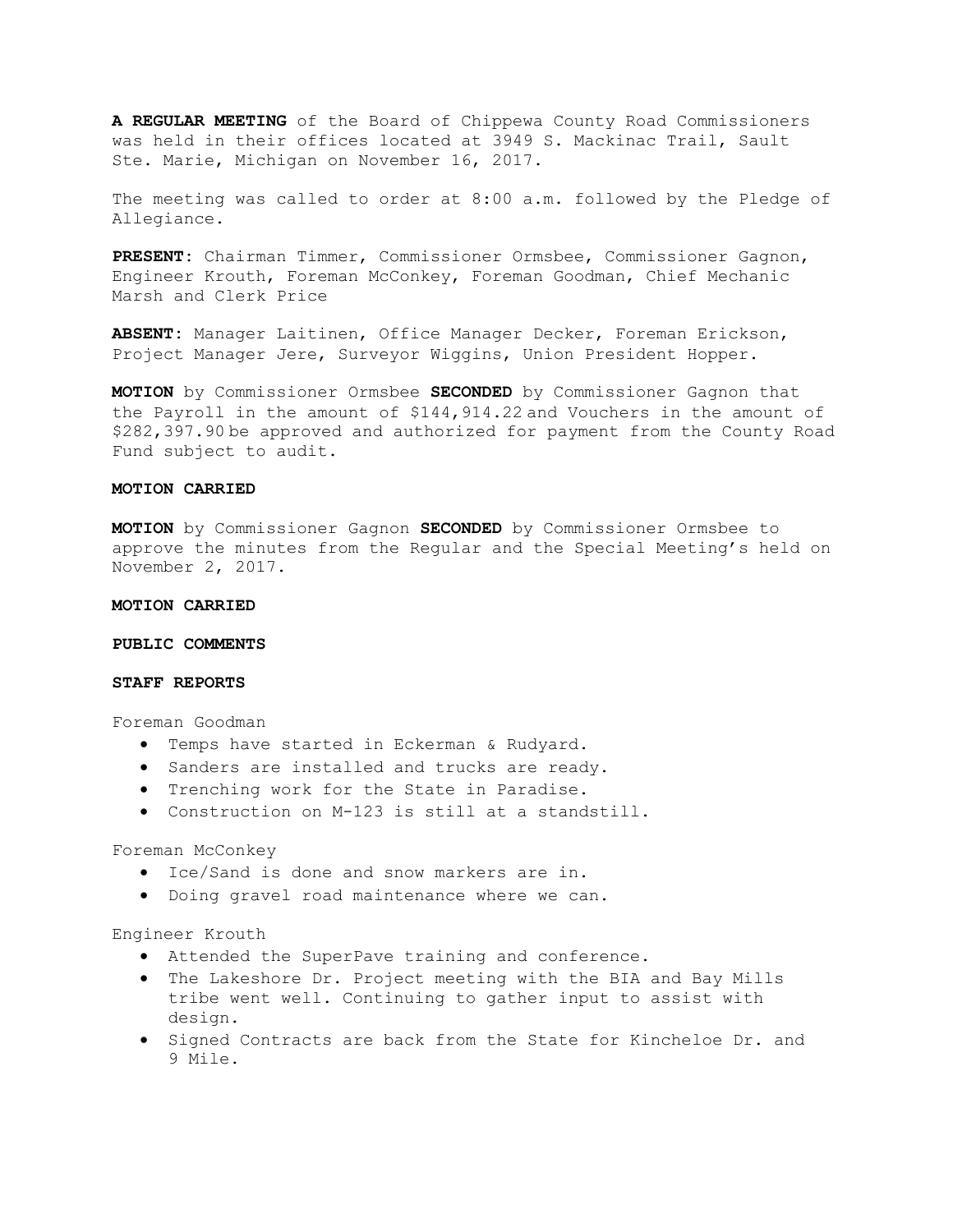**A REGULAR MEETING** of the Board of Chippewa County Road Commissioners was held in their offices located at 3949 S. Mackinac Trail, Sault Ste. Marie, Michigan on November 16, 2017.

The meeting was called to order at 8:00 a.m. followed by the Pledge of Allegiance.

**PRESENT:** Chairman Timmer, Commissioner Ormsbee, Commissioner Gagnon, Engineer Krouth, Foreman McConkey, Foreman Goodman, Chief Mechanic Marsh and Clerk Price

**ABSENT:** Manager Laitinen, Office Manager Decker, Foreman Erickson, Project Manager Jere, Surveyor Wiggins, Union President Hopper.

**MOTION** by Commissioner Ormsbee **SECONDED** by Commissioner Gagnon that the Payroll in the amount of $144,914.22 and Vouchers in the amount of $282,397.90 be approved and authorized for payment from the County Road Fund subject to audit.

**MOTION CARRIED**

**MOTION** by Commissioner Gagnon **SECONDED** by Commissioner Ormsbee to approve the minutes from the Regular and the Special Meeting's held on November 2, 2017.

**MOTION CARRIED**

**PUBLIC COMMENTS**

**STAFF REPORTS**

Foreman Goodman

- Temps have started in Eckerman & Rudyard.
- Sanders are installed and trucks are ready.
- Trenching work for the State in Paradise.
- Construction on M-123 is still at a standstill.

Foreman McConkey

- Ice/Sand is done and snow markers are in.
- Doing gravel road maintenance where we can.

Engineer Krouth

- Attended the SuperPave training and conference.
- The Lakeshore Dr. Project meeting with the BIA and Bay Mills tribe went well. Continuing to gather input to assist with design.
- Signed Contracts are back from the State for Kincheloe Dr. and 9 Mile.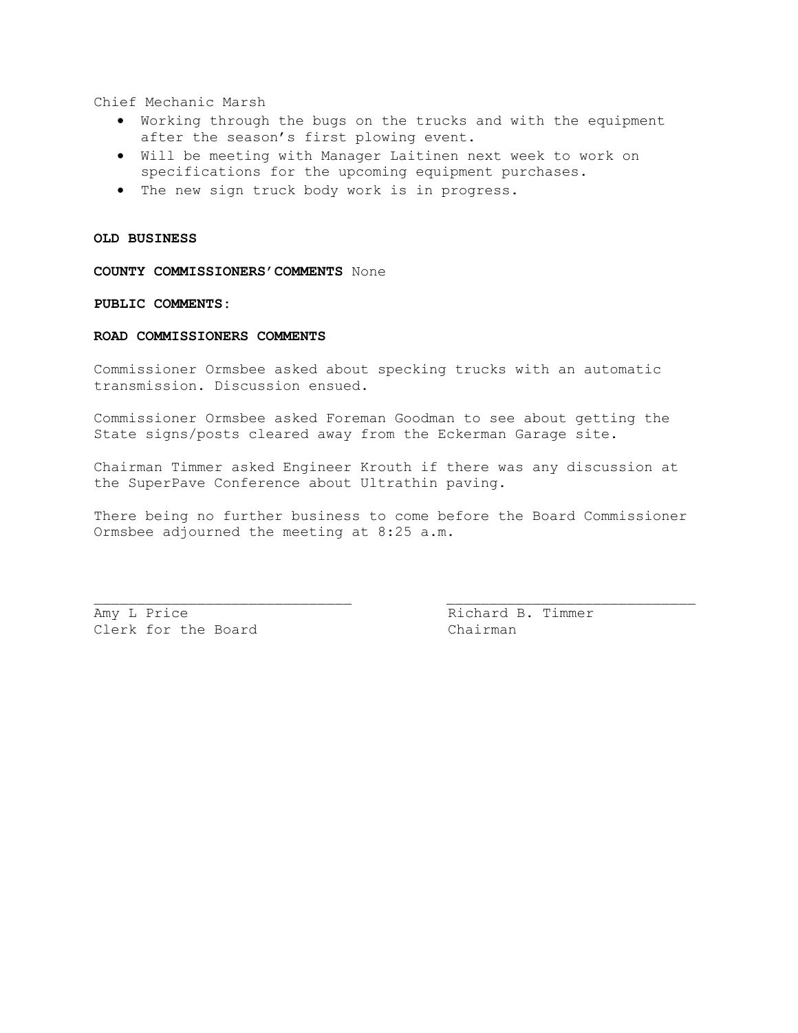Chief Mechanic Marsh

- Working through the bugs on the trucks and with the equipment after the season's first plowing event.
- Will be meeting with Manager Laitinen next week to work on specifications for the upcoming equipment purchases.
- The new sign truck body work is in progress.

**OLD BUSINESS**

**COUNTY COMMISSIONERS'COMMENTS** None

**PUBLIC COMMENTS:**

**ROAD COMMISSIONERS COMMENTS**

Commissioner Ormsbee asked about specking trucks with an automatic transmission. Discussion ensued.

Commissioner Ormsbee asked Foreman Goodman to see about getting the State signs/posts cleared away from the Eckerman Garage site.

Chairman Timmer asked Engineer Krouth if there was any discussion at the SuperPave Conference about Ultrathin paving.

There being no further business to come before the Board Commissioner Ormsbee adjourned the meeting at 8:25 a.m.

| | |
|---|---|
| ______________________________ | ______________________________ |
| Amy L Price | Richard B. Timmer |
| Clerk for the Board | Chairman |